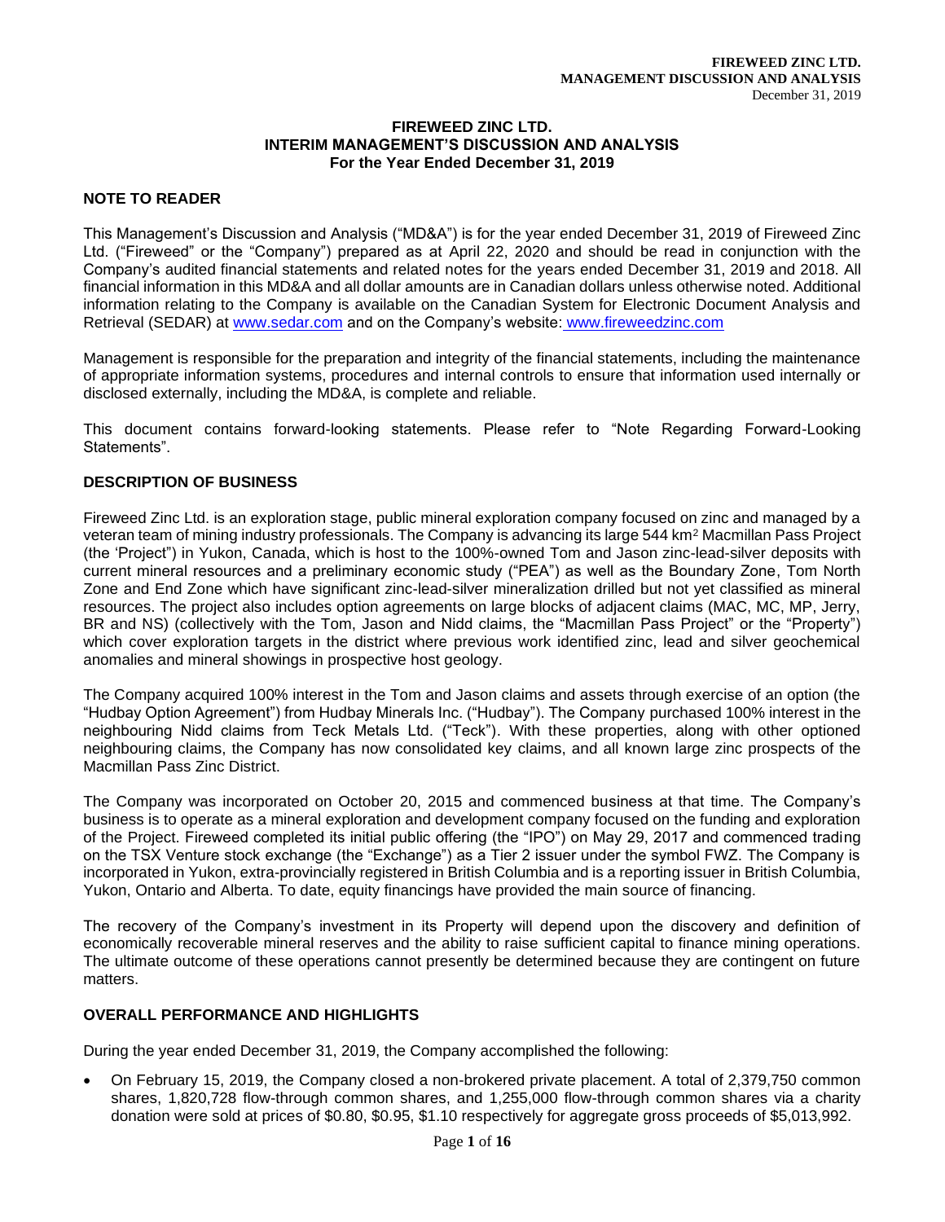# FIREWEED ZINC LTD.
## INTERIM MANAGEMENT'S DISCUSSION AND ANALYSIS
### For the Year Ended December 31, 2019

## NOTE TO READER

This Management's Discussion and Analysis ("MD&A") is for the year ended December 31, 2019 of Fireweed Zinc Ltd. ("Fireweed" or the "Company") prepared as at April 22, 2020 and should be read in conjunction with the Company's audited financial statements and related notes for the years ended December 31, 2019 and 2018. All financial information in this MD&A and all dollar amounts are in Canadian dollars unless otherwise noted. Additional information relating to the Company is available on the Canadian System for Electronic Document Analysis and Retrieval (SEDAR) at www.sedar.com and on the Company's website: www.fireweedzinc.com

Management is responsible for the preparation and integrity of the financial statements, including the maintenance of appropriate information systems, procedures and internal controls to ensure that information used internally or disclosed externally, including the MD&A, is complete and reliable.

This document contains forward-looking statements. Please refer to "Note Regarding Forward-Looking Statements".

## DESCRIPTION OF BUSINESS

Fireweed Zinc Ltd. is an exploration stage, public mineral exploration company focused on zinc and managed by a veteran team of mining industry professionals. The Company is advancing its large 544 km$^2$ Macmillan Pass Project (the 'Project") in Yukon, Canada, which is host to the 100%-owned Tom and Jason zinc-lead-silver deposits with current mineral resources and a preliminary economic study ("PEA") as well as the Boundary Zone, Tom North Zone and End Zone which have significant zinc-lead-silver mineralization drilled but not yet classified as mineral resources. The project also includes option agreements on large blocks of adjacent claims (MAC, MC, MP, Jerry, BR and NS) (collectively with the Tom, Jason and Nidd claims, the "Macmillan Pass Project" or the "Property") which cover exploration targets in the district where previous work identified zinc, lead and silver geochemical anomalies and mineral showings in prospective host geology.

The Company acquired 100% interest in the Tom and Jason claims and assets through exercise of an option (the "Hudbay Option Agreement") from Hudbay Minerals Inc. ("Hudbay"). The Company purchased 100% interest in the neighbouring Nidd claims from Teck Metals Ltd. ("Teck"). With these properties, along with other optioned neighbouring claims, the Company has now consolidated key claims, and all known large zinc prospects of the Macmillan Pass Zinc District.

The Company was incorporated on October 20, 2015 and commenced business at that time. The Company's business is to operate as a mineral exploration and development company focused on the funding and exploration of the Project. Fireweed completed its initial public offering (the "IPO") on May 29, 2017 and commenced trading on the TSX Venture stock exchange (the "Exchange") as a Tier 2 issuer under the symbol FWZ. The Company is incorporated in Yukon, extra-provincially registered in British Columbia and is a reporting issuer in British Columbia, Yukon, Ontario and Alberta. To date, equity financings have provided the main source of financing.

The recovery of the Company's investment in its Property will depend upon the discovery and definition of economically recoverable mineral reserves and the ability to raise sufficient capital to finance mining operations. The ultimate outcome of these operations cannot presently be determined because they are contingent on future matters.

## OVERALL PERFORMANCE AND HIGHLIGHTS

During the year ended December 31, 2019, the Company accomplished the following:

- On February 15, 2019, the Company closed a non-brokered private placement. A total of 2,379,750 common shares, 1,820,728 flow-through common shares, and 1,255,000 flow-through common shares via a charity donation were sold at prices of $0.80, $0.95, $1.10 respectively for aggregate gross proceeds of $5,013,992.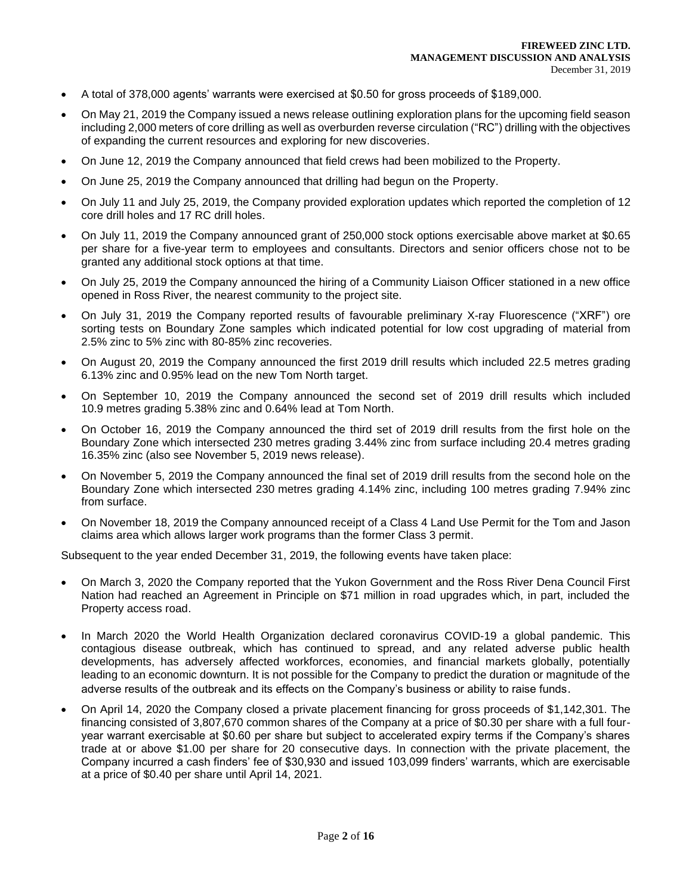- A total of 378,000 agents' warrants were exercised at $0.50 for gross proceeds of $189,000.
- On May 21, 2019 the Company issued a news release outlining exploration plans for the upcoming field season including 2,000 meters of core drilling as well as overburden reverse circulation ("RC") drilling with the objectives of expanding the current resources and exploring for new discoveries.
- On June 12, 2019 the Company announced that field crews had been mobilized to the Property.
- On June 25, 2019 the Company announced that drilling had begun on the Property.
- On July 11 and July 25, 2019, the Company provided exploration updates which reported the completion of 12 core drill holes and 17 RC drill holes.
- On July 11, 2019 the Company announced grant of 250,000 stock options exercisable above market at $0.65 per share for a five-year term to employees and consultants. Directors and senior officers chose not to be granted any additional stock options at that time.
- On July 25, 2019 the Company announced the hiring of a Community Liaison Officer stationed in a new office opened in Ross River, the nearest community to the project site.
- On July 31, 2019 the Company reported results of favourable preliminary X-ray Fluorescence ("XRF") ore sorting tests on Boundary Zone samples which indicated potential for low cost upgrading of material from 2.5% zinc to 5% zinc with 80-85% zinc recoveries.
- On August 20, 2019 the Company announced the first 2019 drill results which included 22.5 metres grading 6.13% zinc and 0.95% lead on the new Tom North target.
- On September 10, 2019 the Company announced the second set of 2019 drill results which included 10.9 metres grading 5.38% zinc and 0.64% lead at Tom North.
- On October 16, 2019 the Company announced the third set of 2019 drill results from the first hole on the Boundary Zone which intersected 230 metres grading 3.44% zinc from surface including 20.4 metres grading 16.35% zinc (also see November 5, 2019 news release).
- On November 5, 2019 the Company announced the final set of 2019 drill results from the second hole on the Boundary Zone which intersected 230 metres grading 4.14% zinc, including 100 metres grading 7.94% zinc from surface.
- On November 18, 2019 the Company announced receipt of a Class 4 Land Use Permit for the Tom and Jason claims area which allows larger work programs than the former Class 3 permit.

Subsequent to the year ended December 31, 2019, the following events have taken place:

- On March 3, 2020 the Company reported that the Yukon Government and the Ross River Dena Council First Nation had reached an Agreement in Principle on $71 million in road upgrades which, in part, included the Property access road.
- In March 2020 the World Health Organization declared coronavirus COVID-19 a global pandemic. This contagious disease outbreak, which has continued to spread, and any related adverse public health developments, has adversely affected workforces, economies, and financial markets globally, potentially leading to an economic downturn. It is not possible for the Company to predict the duration or magnitude of the adverse results of the outbreak and its effects on the Company's business or ability to raise funds.
- On April 14, 2020 the Company closed a private placement financing for gross proceeds of $1,142,301. The financing consisted of 3,807,670 common shares of the Company at a price of $0.30 per share with a full four-year warrant exercisable at $0.60 per share but subject to accelerated expiry terms if the Company's shares trade at or above $1.00 per share for 20 consecutive days. In connection with the private placement, the Company incurred a cash finders' fee of $30,930 and issued 103,099 finders' warrants, which are exercisable at a price of $0.40 per share until April 14, 2021.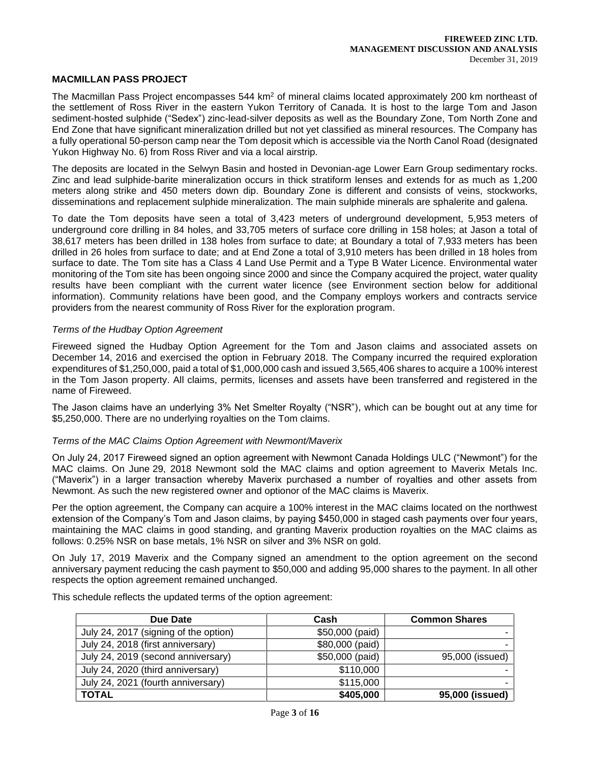## MACMILLAN PASS PROJECT

The Macmillan Pass Project encompasses 544 $km^2$ of mineral claims located approximately 200 km northeast of the settlement of Ross River in the eastern Yukon Territory of Canada. It is host to the large Tom and Jason sediment-hosted sulphide ("Sedex") zinc-lead-silver deposits as well as the Boundary Zone, Tom North Zone and End Zone that have significant mineralization drilled but not yet classified as mineral resources. The Company has a fully operational 50-person camp near the Tom deposit which is accessible via the North Canol Road (designated Yukon Highway No. 6) from Ross River and via a local airstrip.

The deposits are located in the Selwyn Basin and hosted in Devonian-age Lower Earn Group sedimentary rocks. Zinc and lead sulphide-barite mineralization occurs in thick stratiform lenses and extends for as much as 1,200 meters along strike and 450 meters down dip. Boundary Zone is different and consists of veins, stockworks, disseminations and replacement sulphide mineralization. The main sulphide minerals are sphalerite and galena.

To date the Tom deposits have seen a total of 3,423 meters of underground development, 5,953 meters of underground core drilling in 84 holes, and 33,705 meters of surface core drilling in 158 holes; at Jason a total of 38,617 meters has been drilled in 138 holes from surface to date; at Boundary a total of 7,933 meters has been drilled in 26 holes from surface to date; and at End Zone a total of 3,910 meters has been drilled in 18 holes from surface to date. The Tom site has a Class 4 Land Use Permit and a Type B Water Licence. Environmental water monitoring of the Tom site has been ongoing since 2000 and since the Company acquired the project, water quality results have been compliant with the current water licence (see Environment section below for additional information). Community relations have been good, and the Company employs workers and contracts service providers from the nearest community of Ross River for the exploration program.

### *Terms of the Hudbay Option Agreement*

Fireweed signed the Hudbay Option Agreement for the Tom and Jason claims and associated assets on December 14, 2016 and exercised the option in February 2018. The Company incurred the required exploration expenditures of $1,250,000, paid a total of $1,000,000 cash and issued 3,565,406 shares to acquire a 100% interest in the Tom Jason property. All claims, permits, licenses and assets have been transferred and registered in the name of Fireweed.

The Jason claims have an underlying 3% Net Smelter Royalty ("NSR"), which can be bought out at any time for $5,250,000. There are no underlying royalties on the Tom claims.

### *Terms of the MAC Claims Option Agreement with Newmont/Maverix*

On July 24, 2017 Fireweed signed an option agreement with Newmont Canada Holdings ULC ("Newmont") for the MAC claims. On June 29, 2018 Newmont sold the MAC claims and option agreement to Maverix Metals Inc. ("Maverix") in a larger transaction whereby Maverix purchased a number of royalties and other assets from Newmont. As such the new registered owner and optionor of the MAC claims is Maverix.

Per the option agreement, the Company can acquire a 100% interest in the MAC claims located on the northwest extension of the Company's Tom and Jason claims, by paying $450,000 in staged cash payments over four years, maintaining the MAC claims in good standing, and granting Maverix production royalties on the MAC claims as follows: 0.25% NSR on base metals, 1% NSR on silver and 3% NSR on gold.

On July 17, 2019 Maverix and the Company signed an amendment to the option agreement on the second anniversary payment reducing the cash payment to $50,000 and adding 95,000 shares to the payment. In all other respects the option agreement remained unchanged.

This schedule reflects the updated terms of the option agreement:

| Due Date | Cash | Common Shares |
|---|---|---|
| July 24, 2017 (signing of the option) | $50,000 (paid) | - |
| July 24, 2018 (first anniversary) | $80,000 (paid) | - |
| July 24, 2019 (second anniversary) | $50,000 (paid) | 95,000 (issued) |
| July 24, 2020 (third anniversary) | $110,000 | - |
| July 24, 2021 (fourth anniversary) | $115,000 | - |
| **TOTAL** | **$405,000** | **95,000 (issued)** |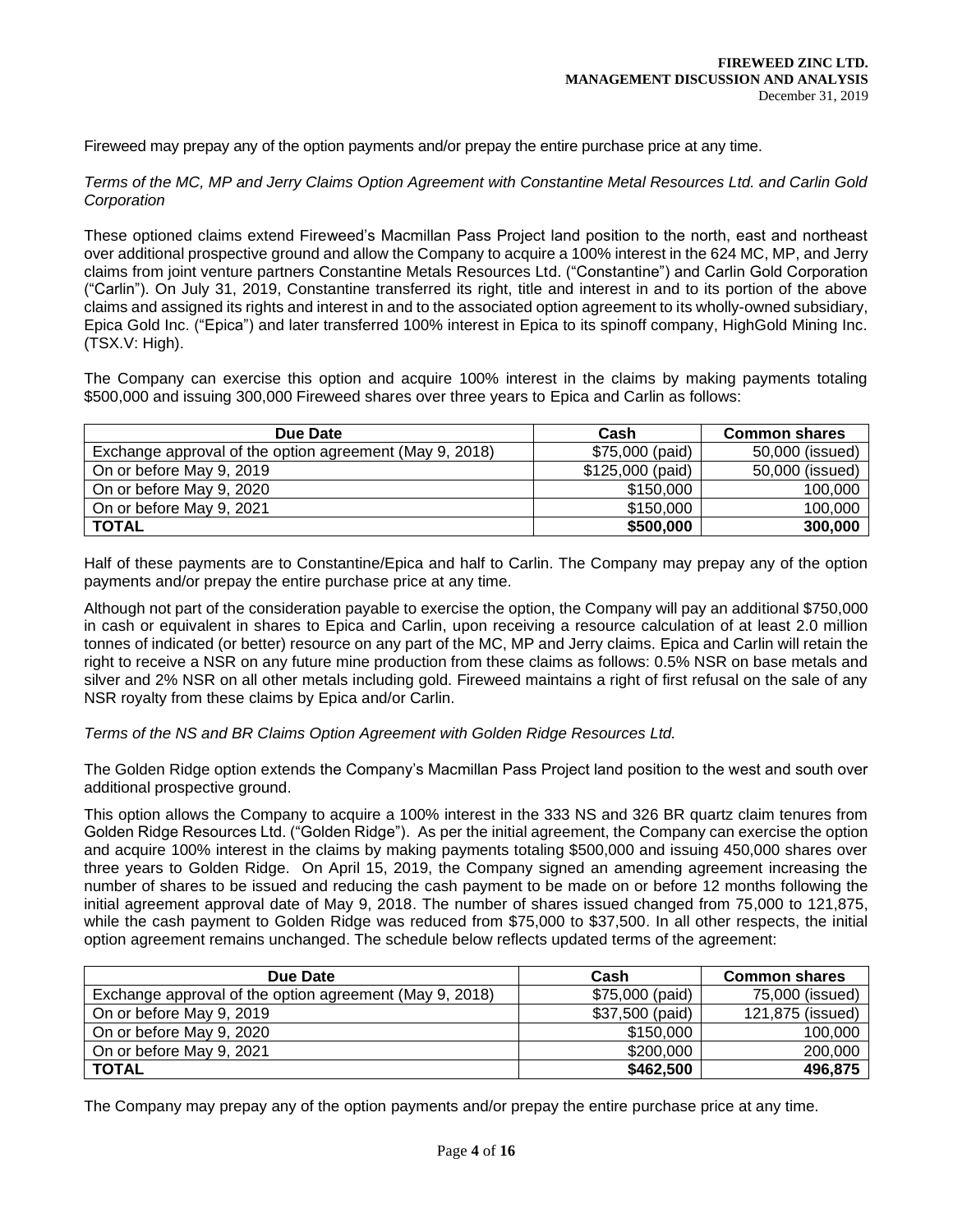Fireweed may prepay any of the option payments and/or prepay the entire purchase price at any time.

*Terms of the MC, MP and Jerry Claims Option Agreement with Constantine Metal Resources Ltd. and Carlin Gold Corporation*

These optioned claims extend Fireweed's Macmillan Pass Project land position to the north, east and northeast over additional prospective ground and allow the Company to acquire a 100% interest in the 624 MC, MP, and Jerry claims from joint venture partners Constantine Metals Resources Ltd. ("Constantine") and Carlin Gold Corporation ("Carlin"). On July 31, 2019, Constantine transferred its right, title and interest in and to its portion of the above claims and assigned its rights and interest in and to the associated option agreement to its wholly-owned subsidiary, Epica Gold Inc. ("Epica") and later transferred 100% interest in Epica to its spinoff company, HighGold Mining Inc. (TSX.V: High).

The Company can exercise this option and acquire 100% interest in the claims by making payments totaling $500,000 and issuing 300,000 Fireweed shares over three years to Epica and Carlin as follows:

| Due Date | Cash | Common shares |
|---|---|---|
| Exchange approval of the option agreement (May 9, 2018) | $75,000 (paid) | 50,000 (issued) |
| On or before May 9, 2019 | $125,000 (paid) | 50,000 (issued) |
| On or before May 9, 2020 | $150,000 | 100,000 |
| On or before May 9, 2021 | $150,000 | 100,000 |
| **TOTAL** | **$500,000** | **300,000** |

Half of these payments are to Constantine/Epica and half to Carlin. The Company may prepay any of the option payments and/or prepay the entire purchase price at any time.

Although not part of the consideration payable to exercise the option, the Company will pay an additional $750,000 in cash or equivalent in shares to Epica and Carlin, upon receiving a resource calculation of at least 2.0 million tonnes of indicated (or better) resource on any part of the MC, MP and Jerry claims. Epica and Carlin will retain the right to receive a NSR on any future mine production from these claims as follows: 0.5% NSR on base metals and silver and 2% NSR on all other metals including gold. Fireweed maintains a right of first refusal on the sale of any NSR royalty from these claims by Epica and/or Carlin.

*Terms of the NS and BR Claims Option Agreement with Golden Ridge Resources Ltd.*

The Golden Ridge option extends the Company's Macmillan Pass Project land position to the west and south over additional prospective ground.

This option allows the Company to acquire a 100% interest in the 333 NS and 326 BR quartz claim tenures from Golden Ridge Resources Ltd. ("Golden Ridge"). As per the initial agreement, the Company can exercise the option and acquire 100% interest in the claims by making payments totaling $500,000 and issuing 450,000 shares over three years to Golden Ridge. On April 15, 2019, the Company signed an amending agreement increasing the number of shares to be issued and reducing the cash payment to be made on or before 12 months following the initial agreement approval date of May 9, 2018. The number of shares issued changed from 75,000 to 121,875, while the cash payment to Golden Ridge was reduced from $75,000 to $37,500. In all other respects, the initial option agreement remains unchanged. The schedule below reflects updated terms of the agreement:

| Due Date | Cash | Common shares |
|---|---|---|
| Exchange approval of the option agreement (May 9, 2018) | $75,000 (paid) | 75,000 (issued) |
| On or before May 9, 2019 | $37,500 (paid) | 121,875 (issued) |
| On or before May 9, 2020 | $150,000 | 100,000 |
| On or before May 9, 2021 | $200,000 | 200,000 |
| **TOTAL** | **$462,500** | **496,875** |

The Company may prepay any of the option payments and/or prepay the entire purchase price at any time.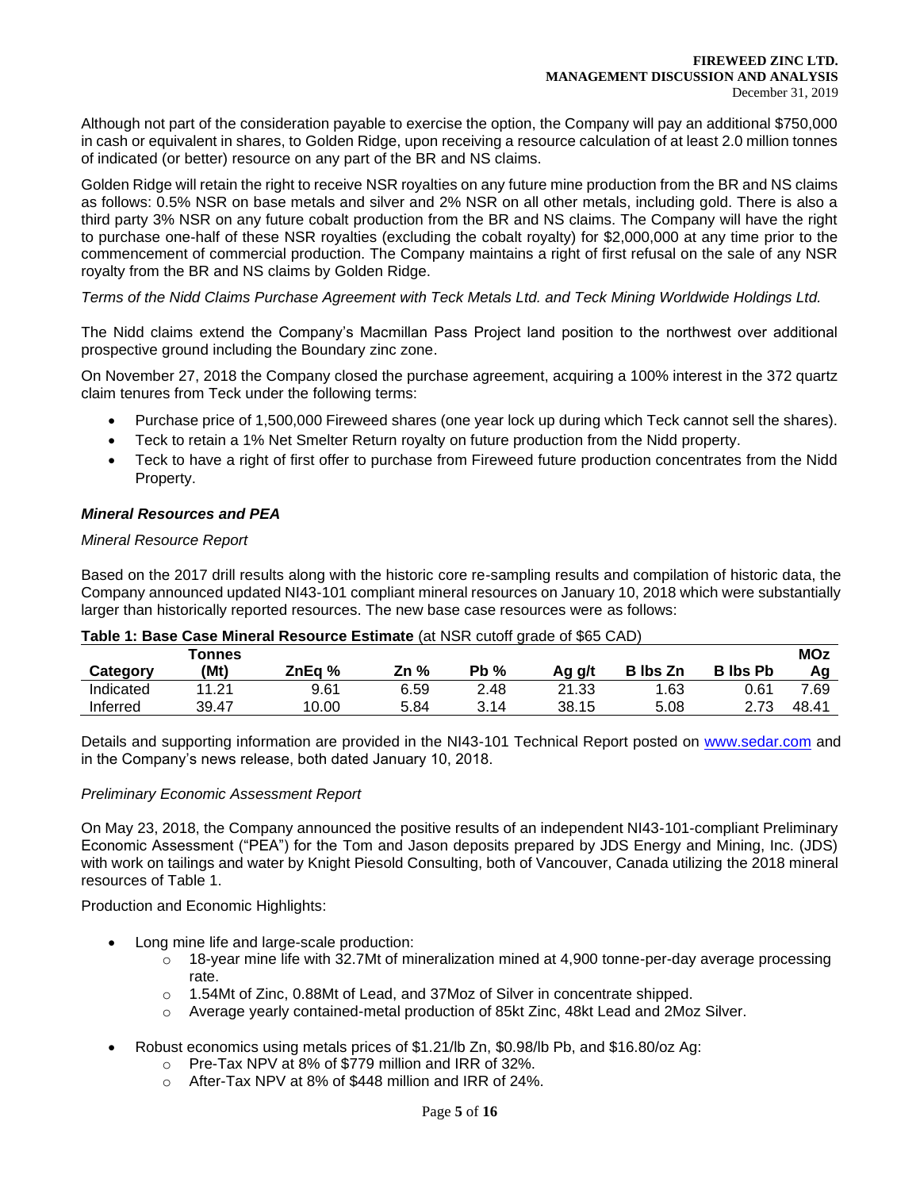Although not part of the consideration payable to exercise the option, the Company will pay an additional $750,000 in cash or equivalent in shares, to Golden Ridge, upon receiving a resource calculation of at least 2.0 million tonnes of indicated (or better) resource on any part of the BR and NS claims.

Golden Ridge will retain the right to receive NSR royalties on any future mine production from the BR and NS claims as follows: 0.5% NSR on base metals and silver and 2% NSR on all other metals, including gold. There is also a third party 3% NSR on any future cobalt production from the BR and NS claims. The Company will have the right to purchase one-half of these NSR royalties (excluding the cobalt royalty) for $2,000,000 at any time prior to the commencement of commercial production. The Company maintains a right of first refusal on the sale of any NSR royalty from the BR and NS claims by Golden Ridge.

*Terms of the Nidd Claims Purchase Agreement with Teck Metals Ltd. and Teck Mining Worldwide Holdings Ltd.*

The Nidd claims extend the Company's Macmillan Pass Project land position to the northwest over additional prospective ground including the Boundary zinc zone.

On November 27, 2018 the Company closed the purchase agreement, acquiring a 100% interest in the 372 quartz claim tenures from Teck under the following terms:

- Purchase price of 1,500,000 Fireweed shares (one year lock up during which Teck cannot sell the shares).
- Teck to retain a 1% Net Smelter Return royalty on future production from the Nidd property.
- Teck to have a right of first offer to purchase from Fireweed future production concentrates from the Nidd Property.

### ***Mineral Resources and PEA***

*Mineral Resource Report*

Based on the 2017 drill results along with the historic core re-sampling results and compilation of historic data, the Company announced updated NI43-101 compliant mineral resources on January 10, 2018 which were substantially larger than historically reported resources. The new base case resources were as follows:

**Table 1: Base Case Mineral Resource Estimate** (at NSR cutoff grade of $65 CAD)

| Category | Tonnes (Mt) | ZnEq % | Zn % | Pb % | Ag g/t | B lbs Zn | B lbs Pb | MOz Ag |
|---|---|---|---|---|---|---|---|---|
| Indicated | 11.21 | 9.61 | 6.59 | 2.48 | 21.33 | 1.63 | 0.61 | 7.69 |
| Inferred | 39.47 | 10.00 | 5.84 | 3.14 | 38.15 | 5.08 | 2.73 | 48.41 |

Details and supporting information are provided in the NI43-101 Technical Report posted on www.sedar.com and in the Company's news release, both dated January 10, 2018.

*Preliminary Economic Assessment Report*

On May 23, 2018, the Company announced the positive results of an independent NI43-101-compliant Preliminary Economic Assessment ("PEA") for the Tom and Jason deposits prepared by JDS Energy and Mining, Inc. (JDS) with work on tailings and water by Knight Piesold Consulting, both of Vancouver, Canada utilizing the 2018 mineral resources of Table 1.

Production and Economic Highlights:

- Long mine life and large-scale production:
  - 18-year mine life with 32.7Mt of mineralization mined at 4,900 tonne-per-day average processing rate.
  - 1.54Mt of Zinc, 0.88Mt of Lead, and 37Moz of Silver in concentrate shipped.
  - Average yearly contained-metal production of 85kt Zinc, 48kt Lead and 2Moz Silver.

- Robust economics using metals prices of $1.21/lb Zn, $0.98/lb Pb, and $16.80/oz Ag:
  - Pre-Tax NPV at 8% of $779 million and IRR of 32%.
  - After-Tax NPV at 8% of $448 million and IRR of 24%.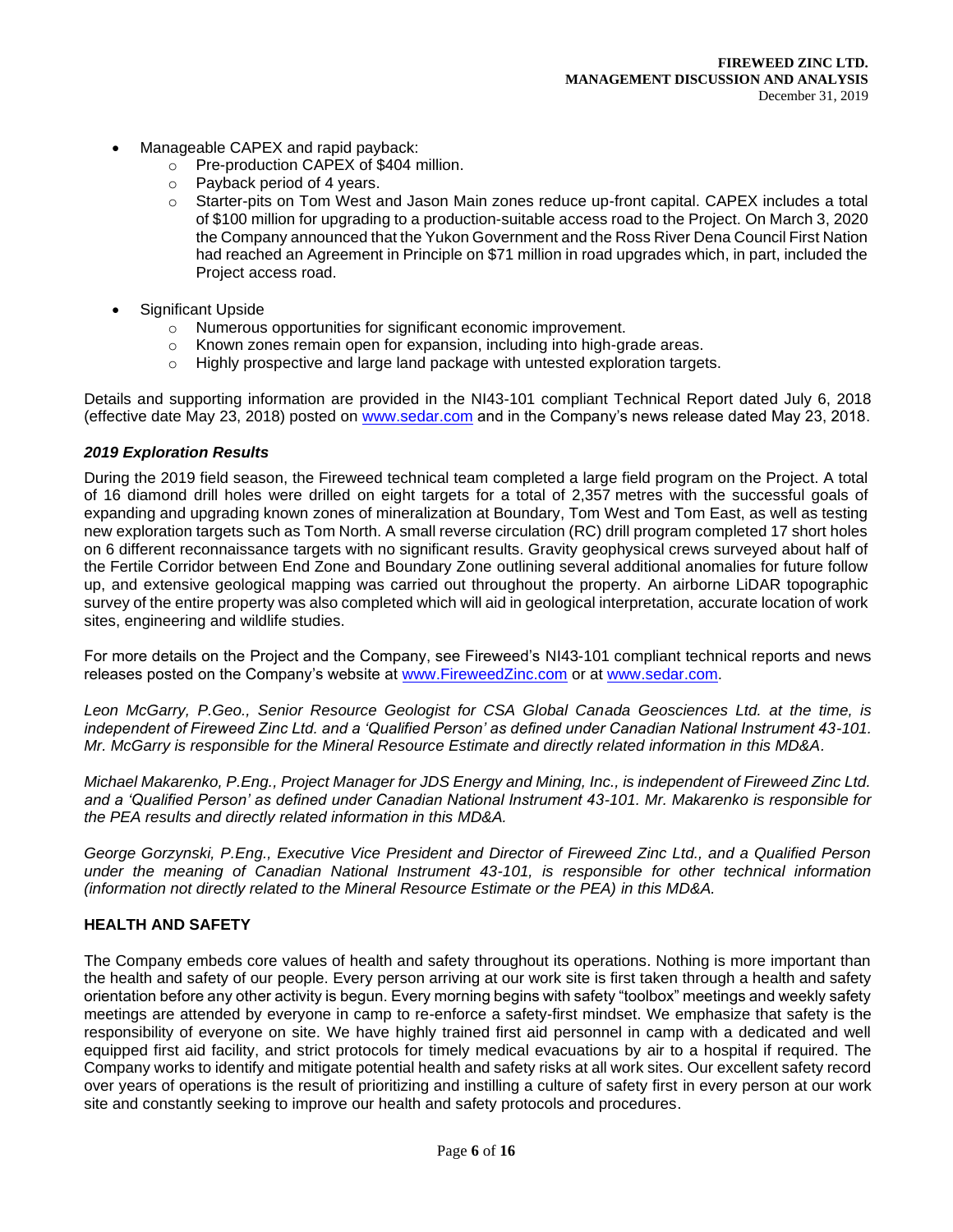- Manageable CAPEX and rapid payback:
  - Pre-production CAPEX of $404 million.
  - Payback period of 4 years.
  - Starter-pits on Tom West and Jason Main zones reduce up-front capital. CAPEX includes a total of $100 million for upgrading to a production-suitable access road to the Project. On March 3, 2020 the Company announced that the Yukon Government and the Ross River Dena Council First Nation had reached an Agreement in Principle on $71 million in road upgrades which, in part, included the Project access road.
- Significant Upside
  - Numerous opportunities for significant economic improvement.
  - Known zones remain open for expansion, including into high-grade areas.
  - Highly prospective and large land package with untested exploration targets.

Details and supporting information are provided in the NI43-101 compliant Technical Report dated July 6, 2018 (effective date May 23, 2018) posted on www.sedar.com and in the Company's news release dated May 23, 2018.

***2019 Exploration Results***

During the 2019 field season, the Fireweed technical team completed a large field program on the Project. A total of 16 diamond drill holes were drilled on eight targets for a total of 2,357 metres with the successful goals of expanding and upgrading known zones of mineralization at Boundary, Tom West and Tom East, as well as testing new exploration targets such as Tom North. A small reverse circulation (RC) drill program completed 17 short holes on 6 different reconnaissance targets with no significant results. Gravity geophysical crews surveyed about half of the Fertile Corridor between End Zone and Boundary Zone outlining several additional anomalies for future follow up, and extensive geological mapping was carried out throughout the property. An airborne LiDAR topographic survey of the entire property was also completed which will aid in geological interpretation, accurate location of work sites, engineering and wildlife studies.

For more details on the Project and the Company, see Fireweed's NI43-101 compliant technical reports and news releases posted on the Company's website at www.FireweedZinc.com or at www.sedar.com.

*Leon McGarry, P.Geo., Senior Resource Geologist for CSA Global Canada Geosciences Ltd. at the time, is independent of Fireweed Zinc Ltd. and a 'Qualified Person' as defined under Canadian National Instrument 43-101. Mr. McGarry is responsible for the Mineral Resource Estimate and directly related information in this MD&A.*

*Michael Makarenko, P.Eng., Project Manager for JDS Energy and Mining, Inc., is independent of Fireweed Zinc Ltd. and a 'Qualified Person' as defined under Canadian National Instrument 43-101. Mr. Makarenko is responsible for the PEA results and directly related information in this MD&A.*

*George Gorzynski, P.Eng., Executive Vice President and Director of Fireweed Zinc Ltd., and a Qualified Person under the meaning of Canadian National Instrument 43-101, is responsible for other technical information (information not directly related to the Mineral Resource Estimate or the PEA) in this MD&A.*

## HEALTH AND SAFETY

The Company embeds core values of health and safety throughout its operations. Nothing is more important than the health and safety of our people. Every person arriving at our work site is first taken through a health and safety orientation before any other activity is begun. Every morning begins with safety "toolbox" meetings and weekly safety meetings are attended by everyone in camp to re-enforce a safety-first mindset. We emphasize that safety is the responsibility of everyone on site. We have highly trained first aid personnel in camp with a dedicated and well equipped first aid facility, and strict protocols for timely medical evacuations by air to a hospital if required. The Company works to identify and mitigate potential health and safety risks at all work sites. Our excellent safety record over years of operations is the result of prioritizing and instilling a culture of safety first in every person at our work site and constantly seeking to improve our health and safety protocols and procedures.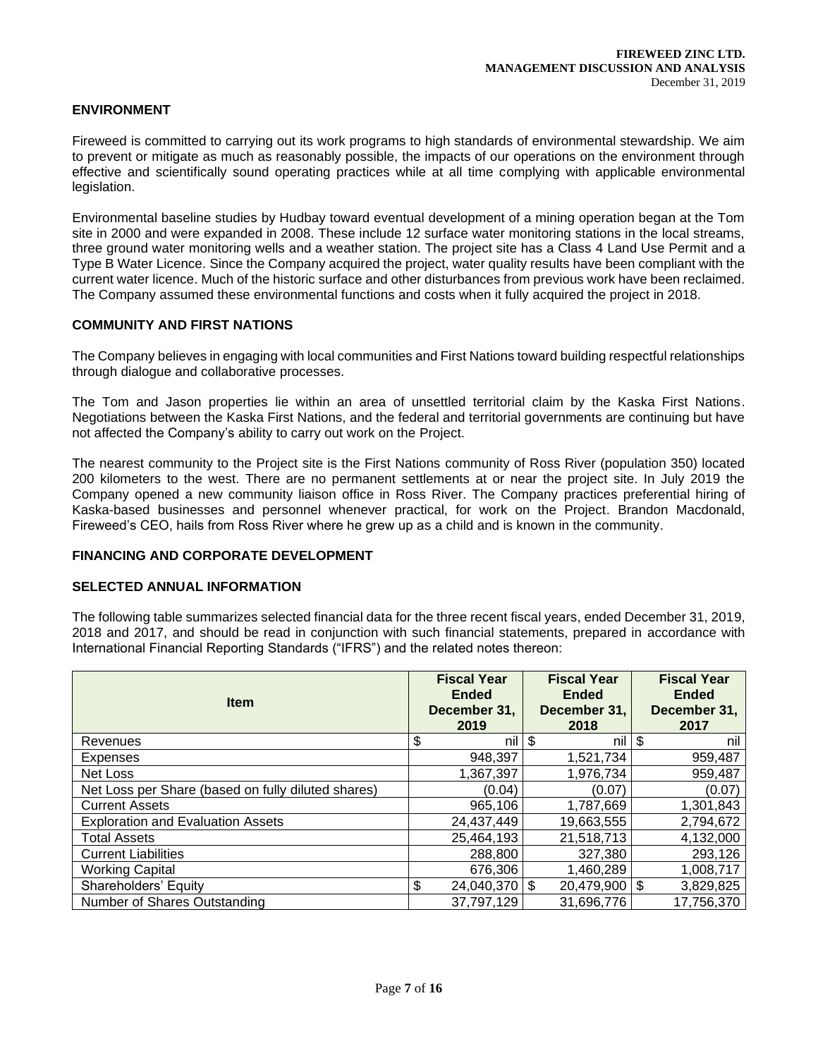## ENVIRONMENT

Fireweed is committed to carrying out its work programs to high standards of environmental stewardship. We aim to prevent or mitigate as much as reasonably possible, the impacts of our operations on the environment through effective and scientifically sound operating practices while at all time complying with applicable environmental legislation.

Environmental baseline studies by Hudbay toward eventual development of a mining operation began at the Tom site in 2000 and were expanded in 2008. These include 12 surface water monitoring stations in the local streams, three ground water monitoring wells and a weather station. The project site has a Class 4 Land Use Permit and a Type B Water Licence. Since the Company acquired the project, water quality results have been compliant with the current water licence. Much of the historic surface and other disturbances from previous work have been reclaimed. The Company assumed these environmental functions and costs when it fully acquired the project in 2018.

## COMMUNITY AND FIRST NATIONS

The Company believes in engaging with local communities and First Nations toward building respectful relationships through dialogue and collaborative processes.

The Tom and Jason properties lie within an area of unsettled territorial claim by the Kaska First Nations. Negotiations between the Kaska First Nations, and the federal and territorial governments are continuing but have not affected the Company's ability to carry out work on the Project.

The nearest community to the Project site is the First Nations community of Ross River (population 350) located 200 kilometers to the west. There are no permanent settlements at or near the project site. In July 2019 the Company opened a new community liaison office in Ross River. The Company practices preferential hiring of Kaska-based businesses and personnel whenever practical, for work on the Project. Brandon Macdonald, Fireweed's CEO, hails from Ross River where he grew up as a child and is known in the community.

## FINANCING AND CORPORATE DEVELOPMENT

## SELECTED ANNUAL INFORMATION

The following table summarizes selected financial data for the three recent fiscal years, ended December 31, 2019, 2018 and 2017, and should be read in conjunction with such financial statements, prepared in accordance with International Financial Reporting Standards ("IFRS") and the related notes thereon:

| Item | Fiscal Year Ended December 31, 2019 | Fiscal Year Ended December 31, 2018 | Fiscal Year Ended December 31, 2017 |
|---|---|---|---|
| Revenues | $ nil | $ nil | $ nil |
| Expenses | 948,397 | 1,521,734 | 959,487 |
| Net Loss | 1,367,397 | 1,976,734 | 959,487 |
| Net Loss per Share (based on fully diluted shares) | (0.04) | (0.07) | (0.07) |
| Current Assets | 965,106 | 1,787,669 | 1,301,843 |
| Exploration and Evaluation Assets | 24,437,449 | 19,663,555 | 2,794,672 |
| Total Assets | 25,464,193 | 21,518,713 | 4,132,000 |
| Current Liabilities | 288,800 | 327,380 | 293,126 |
| Working Capital | 676,306 | 1,460,289 | 1,008,717 |
| Shareholders' Equity | $ 24,040,370 | $ 20,479,900 | $ 3,829,825 |
| Number of Shares Outstanding | 37,797,129 | 31,696,776 | 17,756,370 |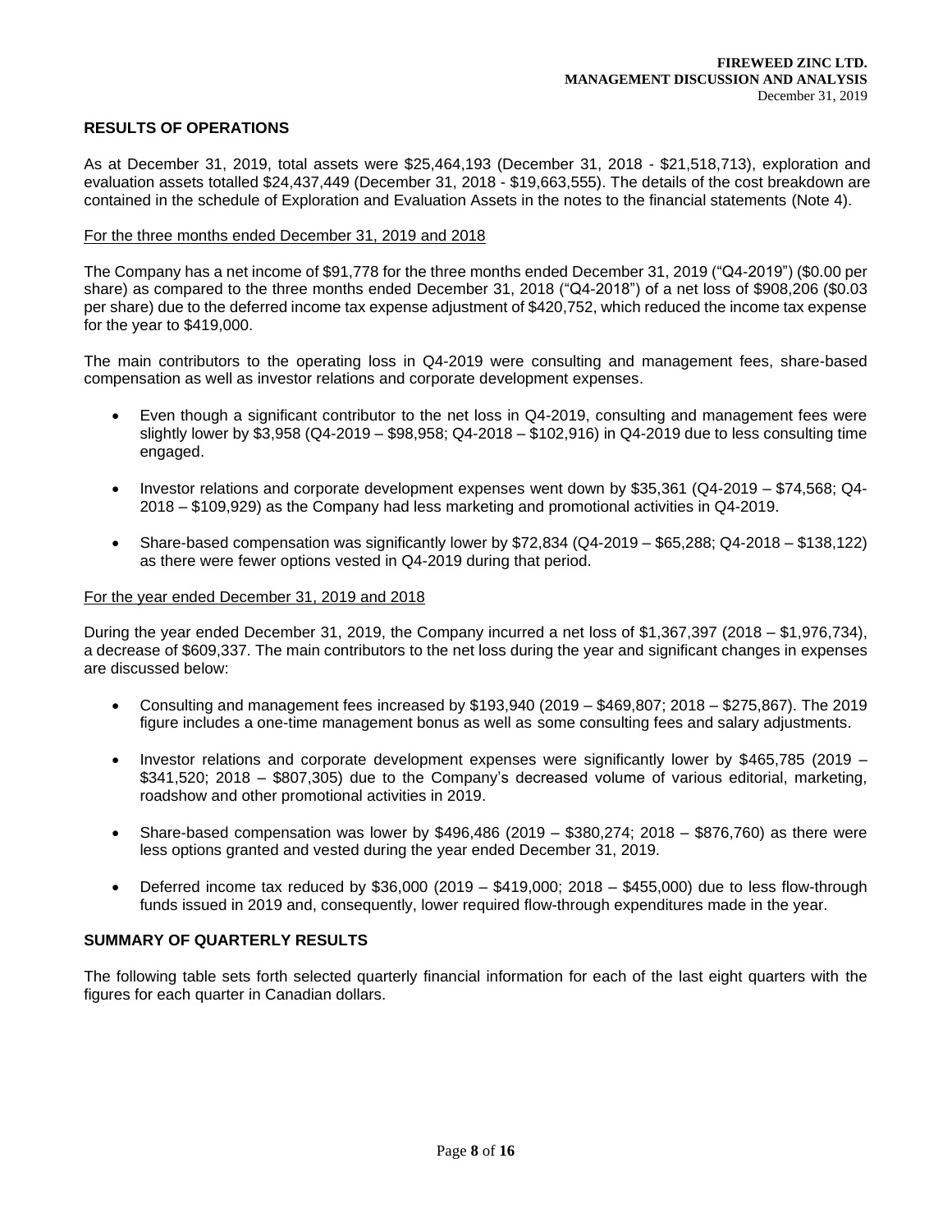## RESULTS OF OPERATIONS

As at December 31, 2019, total assets were $25,464,193 (December 31, 2018 - $21,518,713), exploration and evaluation assets totalled $24,437,449 (December 31, 2018 - $19,663,555). The details of the cost breakdown are contained in the schedule of Exploration and Evaluation Assets in the notes to the financial statements (Note 4).

### For the three months ended December 31, 2019 and 2018

The Company has a net income of $91,778 for the three months ended December 31, 2019 ("Q4-2019") ($0.00 per share) as compared to the three months ended December 31, 2018 ("Q4-2018") of a net loss of $908,206 ($0.03 per share) due to the deferred income tax expense adjustment of $420,752, which reduced the income tax expense for the year to $419,000.

The main contributors to the operating loss in Q4-2019 were consulting and management fees, share-based compensation as well as investor relations and corporate development expenses.

- Even though a significant contributor to the net loss in Q4-2019, consulting and management fees were slightly lower by $3,958 (Q4-2019 – $98,958; Q4-2018 – $102,916) in Q4-2019 due to less consulting time engaged.
- Investor relations and corporate development expenses went down by $35,361 (Q4-2019 – $74,568; Q4-2018 – $109,929) as the Company had less marketing and promotional activities in Q4-2019.
- Share-based compensation was significantly lower by $72,834 (Q4-2019 – $65,288; Q4-2018 – $138,122) as there were fewer options vested in Q4-2019 during that period.

### For the year ended December 31, 2019 and 2018

During the year ended December 31, 2019, the Company incurred a net loss of $1,367,397 (2018 – $1,976,734), a decrease of $609,337. The main contributors to the net loss during the year and significant changes in expenses are discussed below:

- Consulting and management fees increased by $193,940 (2019 – $469,807; 2018 – $275,867). The 2019 figure includes a one-time management bonus as well as some consulting fees and salary adjustments.
- Investor relations and corporate development expenses were significantly lower by $465,785 (2019 – $341,520; 2018 – $807,305) due to the Company's decreased volume of various editorial, marketing, roadshow and other promotional activities in 2019.
- Share-based compensation was lower by $496,486 (2019 – $380,274; 2018 – $876,760) as there were less options granted and vested during the year ended December 31, 2019.
- Deferred income tax reduced by $36,000 (2019 – $419,000; 2018 – $455,000) due to less flow-through funds issued in 2019 and, consequently, lower required flow-through expenditures made in the year.

## SUMMARY OF QUARTERLY RESULTS

The following table sets forth selected quarterly financial information for each of the last eight quarters with the figures for each quarter in Canadian dollars.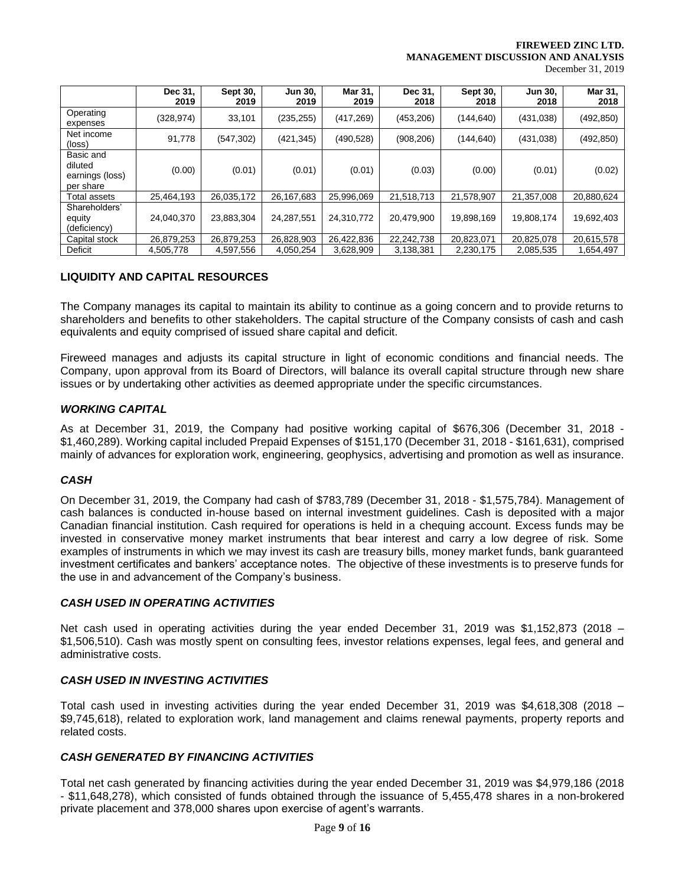|  | Dec 31, 2019 | Sept 30, 2019 | Jun 30, 2019 | Mar 31, 2019 | Dec 31, 2018 | Sept 30, 2018 | Jun 30, 2018 | Mar 31, 2018 |
|---|---|---|---|---|---|---|---|---|
| Operating expenses | (328,974) | 33,101 | (235,255) | (417,269) | (453,206) | (144,640) | (431,038) | (492,850) |
| Net income (loss) | 91,778 | (547,302) | (421,345) | (490,528) | (908,206) | (144,640) | (431,038) | (492,850) |
| Basic and diluted earnings (loss) per share | (0.00) | (0.01) | (0.01) | (0.01) | (0.03) | (0.00) | (0.01) | (0.02) |
| Total assets | 25,464,193 | 26,035,172 | 26,167,683 | 25,996,069 | 21,518,713 | 21,578,907 | 21,357,008 | 20,880,624 |
| Shareholders' equity (deficiency) | 24,040,370 | 23,883,304 | 24,287,551 | 24,310,772 | 20,479,900 | 19,898,169 | 19,808,174 | 19,692,403 |
| Capital stock | 26,879,253 | 26,879,253 | 26,828,903 | 26,422,836 | 22,242,738 | 20,823,071 | 20,825,078 | 20,615,578 |
| Deficit | 4,505,778 | 4,597,556 | 4,050,254 | 3,628,909 | 3,138,381 | 2,230,175 | 2,085,535 | 1,654,497 |

## LIQUIDITY AND CAPITAL RESOURCES

The Company manages its capital to maintain its ability to continue as a going concern and to provide returns to shareholders and benefits to other stakeholders. The capital structure of the Company consists of cash and cash equivalents and equity comprised of issued share capital and deficit.

Fireweed manages and adjusts its capital structure in light of economic conditions and financial needs. The Company, upon approval from its Board of Directors, will balance its overall capital structure through new share issues or by undertaking other activities as deemed appropriate under the specific circumstances.

### *WORKING CAPITAL*

As at December 31, 2019, the Company had positive working capital of $676,306 (December 31, 2018 - $1,460,289). Working capital included Prepaid Expenses of $151,170 (December 31, 2018 - $161,631), comprised mainly of advances for exploration work, engineering, geophysics, advertising and promotion as well as insurance.

### *CASH*

On December 31, 2019, the Company had cash of $783,789 (December 31, 2018 - $1,575,784). Management of cash balances is conducted in-house based on internal investment guidelines. Cash is deposited with a major Canadian financial institution. Cash required for operations is held in a chequing account. Excess funds may be invested in conservative money market instruments that bear interest and carry a low degree of risk. Some examples of instruments in which we may invest its cash are treasury bills, money market funds, bank guaranteed investment certificates and bankers' acceptance notes. The objective of these investments is to preserve funds for the use in and advancement of the Company's business.

### *CASH USED IN OPERATING ACTIVITIES*

Net cash used in operating activities during the year ended December 31, 2019 was $1,152,873 (2018 – $1,506,510). Cash was mostly spent on consulting fees, investor relations expenses, legal fees, and general and administrative costs.

### *CASH USED IN INVESTING ACTIVITIES*

Total cash used in investing activities during the year ended December 31, 2019 was $4,618,308 (2018 – $9,745,618), related to exploration work, land management and claims renewal payments, property reports and related costs.

### *CASH GENERATED BY FINANCING ACTIVITIES*

Total net cash generated by financing activities during the year ended December 31, 2019 was $4,979,186 (2018 - $11,648,278), which consisted of funds obtained through the issuance of 5,455,478 shares in a non-brokered private placement and 378,000 shares upon exercise of agent's warrants.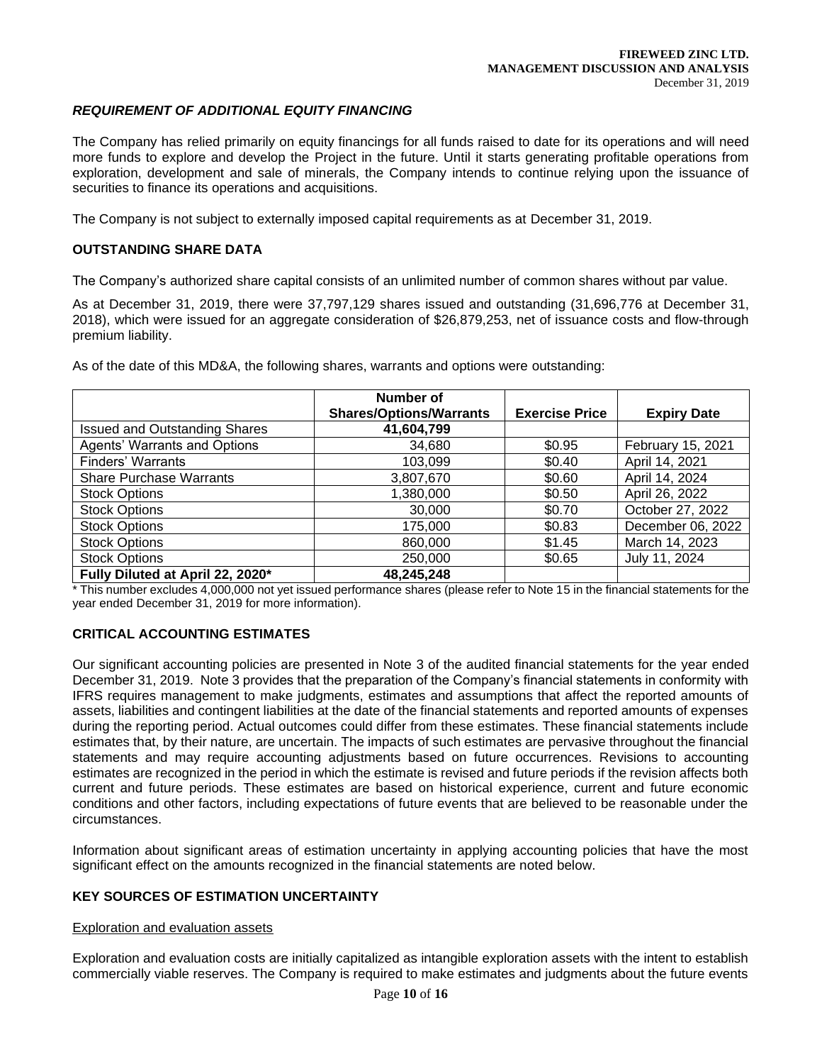### *REQUIREMENT OF ADDITIONAL EQUITY FINANCING*

The Company has relied primarily on equity financings for all funds raised to date for its operations and will need more funds to explore and develop the Project in the future. Until it starts generating profitable operations from exploration, development and sale of minerals, the Company intends to continue relying upon the issuance of securities to finance its operations and acquisitions.

The Company is not subject to externally imposed capital requirements as at December 31, 2019.

### OUTSTANDING SHARE DATA

The Company's authorized share capital consists of an unlimited number of common shares without par value.

As at December 31, 2019, there were 37,797,129 shares issued and outstanding (31,696,776 at December 31, 2018), which were issued for an aggregate consideration of $26,879,253, net of issuance costs and flow-through premium liability.

As of the date of this MD&A, the following shares, warrants and options were outstanding:

| | Number of Shares/Options/Warrants | Exercise Price | Expiry Date |
|---|---|---|---|
| Issued and Outstanding Shares | **41,604,799** | | |
| Agents' Warrants and Options | 34,680 | $0.95 | February 15, 2021 |
| Finders' Warrants | 103,099 | $0.40 | April 14, 2021 |
| Share Purchase Warrants | 3,807,670 | $0.60 | April 14, 2024 |
| Stock Options | 1,380,000 | $0.50 | April 26, 2022 |
| Stock Options | 30,000 | $0.70 | October 27, 2022 |
| Stock Options | 175,000 | $0.83 | December 06, 2022 |
| Stock Options | 860,000 | $1.45 | March 14, 2023 |
| Stock Options | 250,000 | $0.65 | July 11, 2024 |
| **Fully Diluted at April 22, 2020*** | **48,245,248** | | |

\* This number excludes 4,000,000 not yet issued performance shares (please refer to Note 15 in the financial statements for the year ended December 31, 2019 for more information).

### CRITICAL ACCOUNTING ESTIMATES

Our significant accounting policies are presented in Note 3 of the audited financial statements for the year ended December 31, 2019. Note 3 provides that the preparation of the Company's financial statements in conformity with IFRS requires management to make judgments, estimates and assumptions that affect the reported amounts of assets, liabilities and contingent liabilities at the date of the financial statements and reported amounts of expenses during the reporting period. Actual outcomes could differ from these estimates. These financial statements include estimates that, by their nature, are uncertain. The impacts of such estimates are pervasive throughout the financial statements and may require accounting adjustments based on future occurrences. Revisions to accounting estimates are recognized in the period in which the estimate is revised and future periods if the revision affects both current and future periods. These estimates are based on historical experience, current and future economic conditions and other factors, including expectations of future events that are believed to be reasonable under the circumstances.

Information about significant areas of estimation uncertainty in applying accounting policies that have the most significant effect on the amounts recognized in the financial statements are noted below.

### KEY SOURCES OF ESTIMATION UNCERTAINTY

Exploration and evaluation assets

Exploration and evaluation costs are initially capitalized as intangible exploration assets with the intent to establish commercially viable reserves. The Company is required to make estimates and judgments about the future events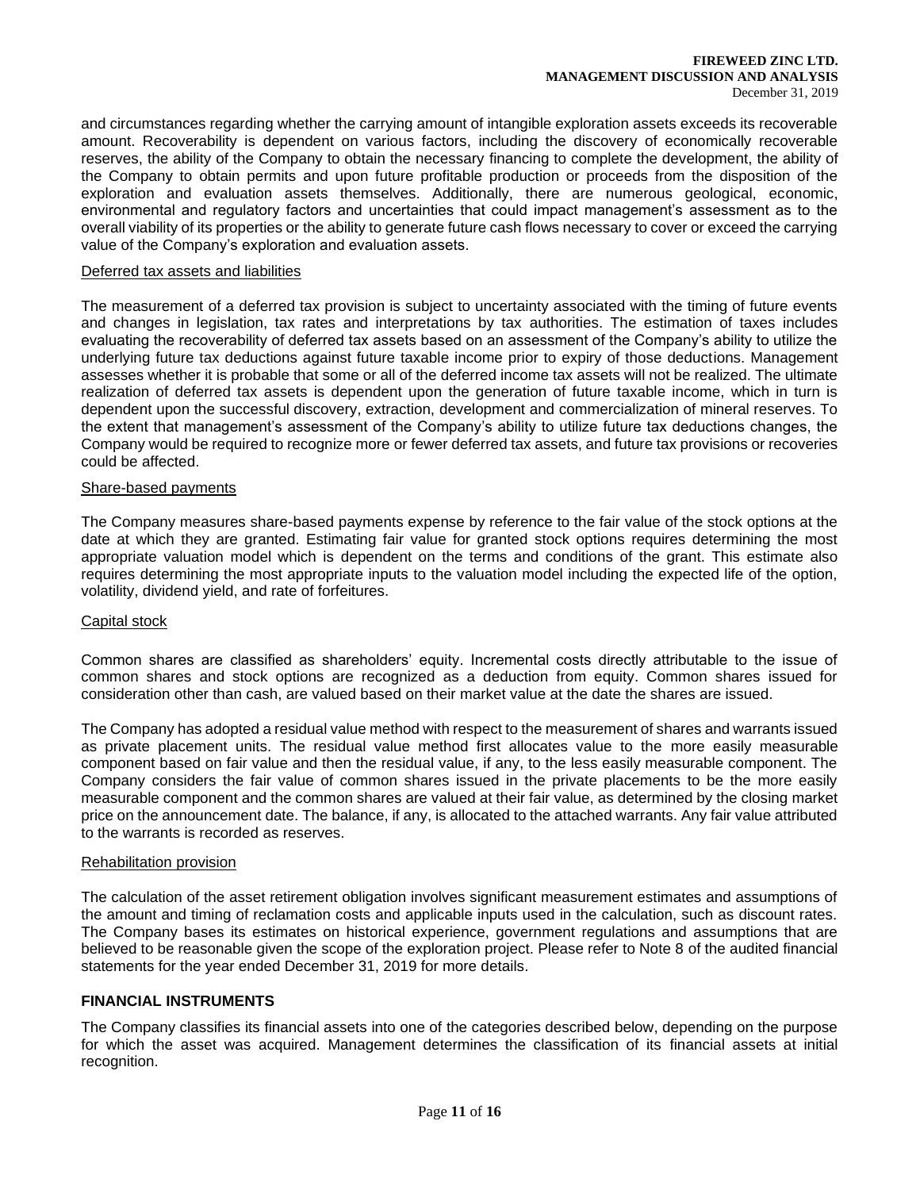and circumstances regarding whether the carrying amount of intangible exploration assets exceeds its recoverable amount. Recoverability is dependent on various factors, including the discovery of economically recoverable reserves, the ability of the Company to obtain the necessary financing to complete the development, the ability of the Company to obtain permits and upon future profitable production or proceeds from the disposition of the exploration and evaluation assets themselves. Additionally, there are numerous geological, economic, environmental and regulatory factors and uncertainties that could impact management's assessment as to the overall viability of its properties or the ability to generate future cash flows necessary to cover or exceed the carrying value of the Company's exploration and evaluation assets.

Deferred tax assets and liabilities

The measurement of a deferred tax provision is subject to uncertainty associated with the timing of future events and changes in legislation, tax rates and interpretations by tax authorities. The estimation of taxes includes evaluating the recoverability of deferred tax assets based on an assessment of the Company's ability to utilize the underlying future tax deductions against future taxable income prior to expiry of those deductions. Management assesses whether it is probable that some or all of the deferred income tax assets will not be realized. The ultimate realization of deferred tax assets is dependent upon the generation of future taxable income, which in turn is dependent upon the successful discovery, extraction, development and commercialization of mineral reserves. To the extent that management's assessment of the Company's ability to utilize future tax deductions changes, the Company would be required to recognize more or fewer deferred tax assets, and future tax provisions or recoveries could be affected.

Share-based payments

The Company measures share-based payments expense by reference to the fair value of the stock options at the date at which they are granted. Estimating fair value for granted stock options requires determining the most appropriate valuation model which is dependent on the terms and conditions of the grant. This estimate also requires determining the most appropriate inputs to the valuation model including the expected life of the option, volatility, dividend yield, and rate of forfeitures.

Capital stock

Common shares are classified as shareholders' equity. Incremental costs directly attributable to the issue of common shares and stock options are recognized as a deduction from equity. Common shares issued for consideration other than cash, are valued based on their market value at the date the shares are issued.

The Company has adopted a residual value method with respect to the measurement of shares and warrants issued as private placement units. The residual value method first allocates value to the more easily measurable component based on fair value and then the residual value, if any, to the less easily measurable component. The Company considers the fair value of common shares issued in the private placements to be the more easily measurable component and the common shares are valued at their fair value, as determined by the closing market price on the announcement date. The balance, if any, is allocated to the attached warrants. Any fair value attributed to the warrants is recorded as reserves.

Rehabilitation provision

The calculation of the asset retirement obligation involves significant measurement estimates and assumptions of the amount and timing of reclamation costs and applicable inputs used in the calculation, such as discount rates. The Company bases its estimates on historical experience, government regulations and assumptions that are believed to be reasonable given the scope of the exploration project. Please refer to Note 8 of the audited financial statements for the year ended December 31, 2019 for more details.

## FINANCIAL INSTRUMENTS

The Company classifies its financial assets into one of the categories described below, depending on the purpose for which the asset was acquired. Management determines the classification of its financial assets at initial recognition.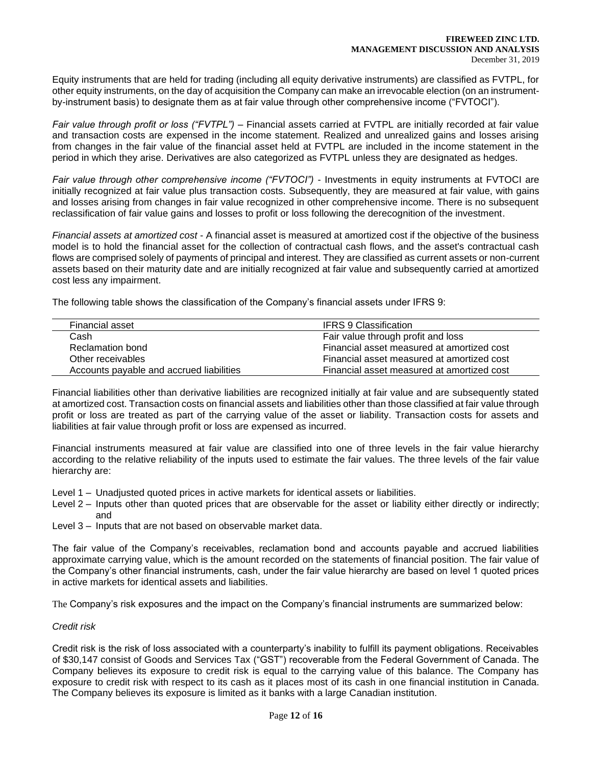Equity instruments that are held for trading (including all equity derivative instruments) are classified as FVTPL, for other equity instruments, on the day of acquisition the Company can make an irrevocable election (on an instrument-by-instrument basis) to designate them as at fair value through other comprehensive income ("FVTOCI").

*Fair value through profit or loss ("FVTPL")* – Financial assets carried at FVTPL are initially recorded at fair value and transaction costs are expensed in the income statement. Realized and unrealized gains and losses arising from changes in the fair value of the financial asset held at FVTPL are included in the income statement in the period in which they arise. Derivatives are also categorized as FVTPL unless they are designated as hedges.

*Fair value through other comprehensive income ("FVTOCI")* - Investments in equity instruments at FVTOCI are initially recognized at fair value plus transaction costs. Subsequently, they are measured at fair value, with gains and losses arising from changes in fair value recognized in other comprehensive income. There is no subsequent reclassification of fair value gains and losses to profit or loss following the derecognition of the investment.

*Financial assets at amortized cost* - A financial asset is measured at amortized cost if the objective of the business model is to hold the financial asset for the collection of contractual cash flows, and the asset's contractual cash flows are comprised solely of payments of principal and interest. They are classified as current assets or non-current assets based on their maturity date and are initially recognized at fair value and subsequently carried at amortized cost less any impairment.

The following table shows the classification of the Company's financial assets under IFRS 9:

| Financial asset | IFRS 9 Classification |
|---|---|
| Cash | Fair value through profit and loss |
| Reclamation bond | Financial asset measured at amortized cost |
| Other receivables | Financial asset measured at amortized cost |
| Accounts payable and accrued liabilities | Financial asset measured at amortized cost |

Financial liabilities other than derivative liabilities are recognized initially at fair value and are subsequently stated at amortized cost. Transaction costs on financial assets and liabilities other than those classified at fair value through profit or loss are treated as part of the carrying value of the asset or liability. Transaction costs for assets and liabilities at fair value through profit or loss are expensed as incurred.

Financial instruments measured at fair value are classified into one of three levels in the fair value hierarchy according to the relative reliability of the inputs used to estimate the fair values. The three levels of the fair value hierarchy are:

- Level 1 – Unadjusted quoted prices in active markets for identical assets or liabilities.
- Level 2 – Inputs other than quoted prices that are observable for the asset or liability either directly or indirectly; and
- Level 3 – Inputs that are not based on observable market data.

The fair value of the Company's receivables, reclamation bond and accounts payable and accrued liabilities approximate carrying value, which is the amount recorded on the statements of financial position. The fair value of the Company's other financial instruments, cash, under the fair value hierarchy are based on level 1 quoted prices in active markets for identical assets and liabilities.

The Company's risk exposures and the impact on the Company's financial instruments are summarized below:

*Credit risk*

Credit risk is the risk of loss associated with a counterparty's inability to fulfill its payment obligations. Receivables of $30,147 consist of Goods and Services Tax ("GST") recoverable from the Federal Government of Canada. The Company believes its exposure to credit risk is equal to the carrying value of this balance. The Company has exposure to credit risk with respect to its cash as it places most of its cash in one financial institution in Canada. The Company believes its exposure is limited as it banks with a large Canadian institution.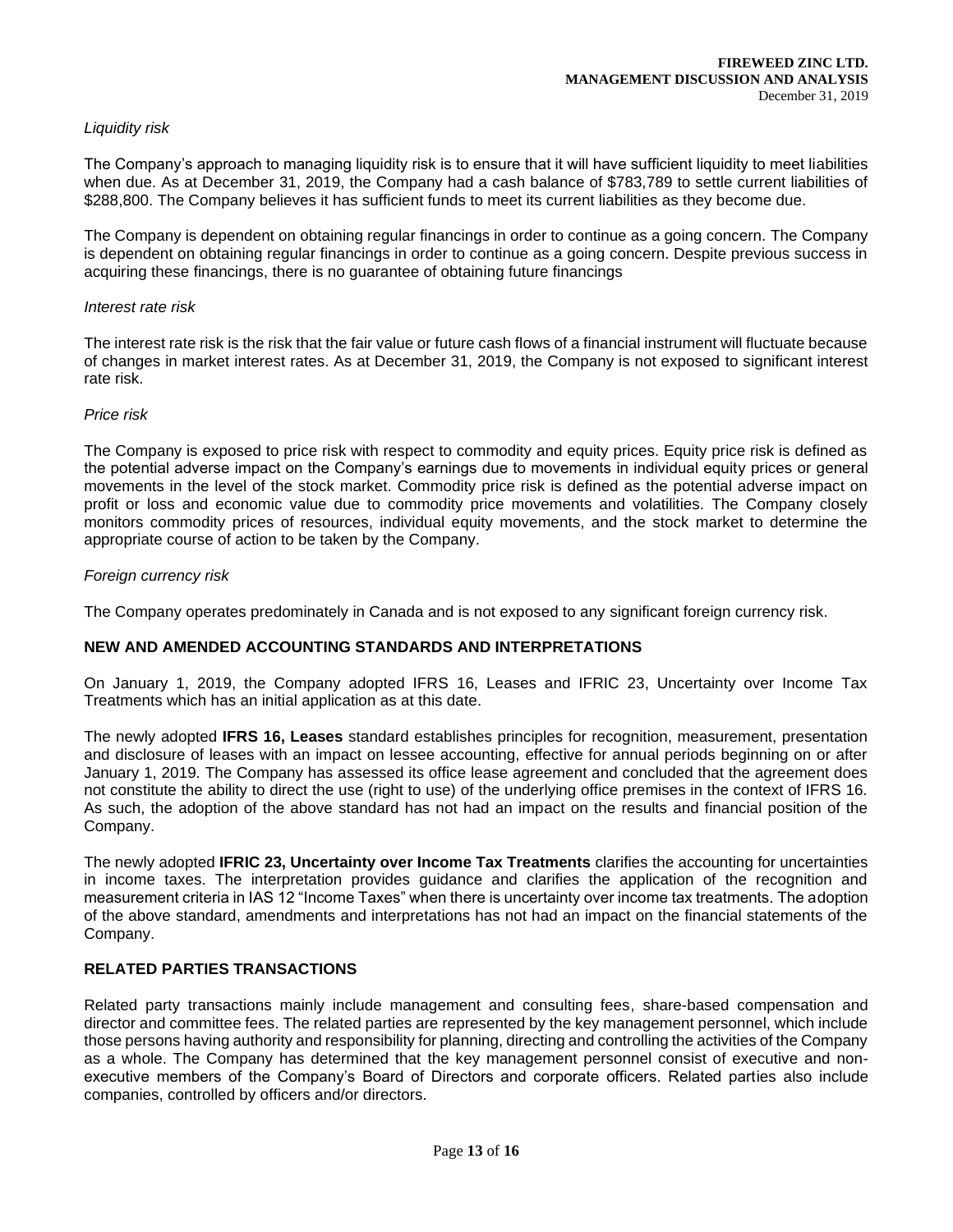*Liquidity risk*

The Company's approach to managing liquidity risk is to ensure that it will have sufficient liquidity to meet liabilities when due. As at December 31, 2019, the Company had a cash balance of $783,789 to settle current liabilities of $288,800. The Company believes it has sufficient funds to meet its current liabilities as they become due.

The Company is dependent on obtaining regular financings in order to continue as a going concern. The Company is dependent on obtaining regular financings in order to continue as a going concern. Despite previous success in acquiring these financings, there is no guarantee of obtaining future financings

*Interest rate risk*

The interest rate risk is the risk that the fair value or future cash flows of a financial instrument will fluctuate because of changes in market interest rates. As at December 31, 2019, the Company is not exposed to significant interest rate risk.

*Price risk*

The Company is exposed to price risk with respect to commodity and equity prices. Equity price risk is defined as the potential adverse impact on the Company's earnings due to movements in individual equity prices or general movements in the level of the stock market. Commodity price risk is defined as the potential adverse impact on profit or loss and economic value due to commodity price movements and volatilities. The Company closely monitors commodity prices of resources, individual equity movements, and the stock market to determine the appropriate course of action to be taken by the Company.

*Foreign currency risk*

The Company operates predominately in Canada and is not exposed to any significant foreign currency risk.

## NEW AND AMENDED ACCOUNTING STANDARDS AND INTERPRETATIONS

On January 1, 2019, the Company adopted IFRS 16, Leases and IFRIC 23, Uncertainty over Income Tax Treatments which has an initial application as at this date.

The newly adopted **IFRS 16, Leases** standard establishes principles for recognition, measurement, presentation and disclosure of leases with an impact on lessee accounting, effective for annual periods beginning on or after January 1, 2019. The Company has assessed its office lease agreement and concluded that the agreement does not constitute the ability to direct the use (right to use) of the underlying office premises in the context of IFRS 16. As such, the adoption of the above standard has not had an impact on the results and financial position of the Company.

The newly adopted **IFRIC 23, Uncertainty over Income Tax Treatments** clarifies the accounting for uncertainties in income taxes. The interpretation provides guidance and clarifies the application of the recognition and measurement criteria in IAS 12 "Income Taxes" when there is uncertainty over income tax treatments. The adoption of the above standard, amendments and interpretations has not had an impact on the financial statements of the Company.

## RELATED PARTIES TRANSACTIONS

Related party transactions mainly include management and consulting fees, share-based compensation and director and committee fees. The related parties are represented by the key management personnel, which include those persons having authority and responsibility for planning, directing and controlling the activities of the Company as a whole. The Company has determined that the key management personnel consist of executive and non-executive members of the Company's Board of Directors and corporate officers. Related parties also include companies, controlled by officers and/or directors.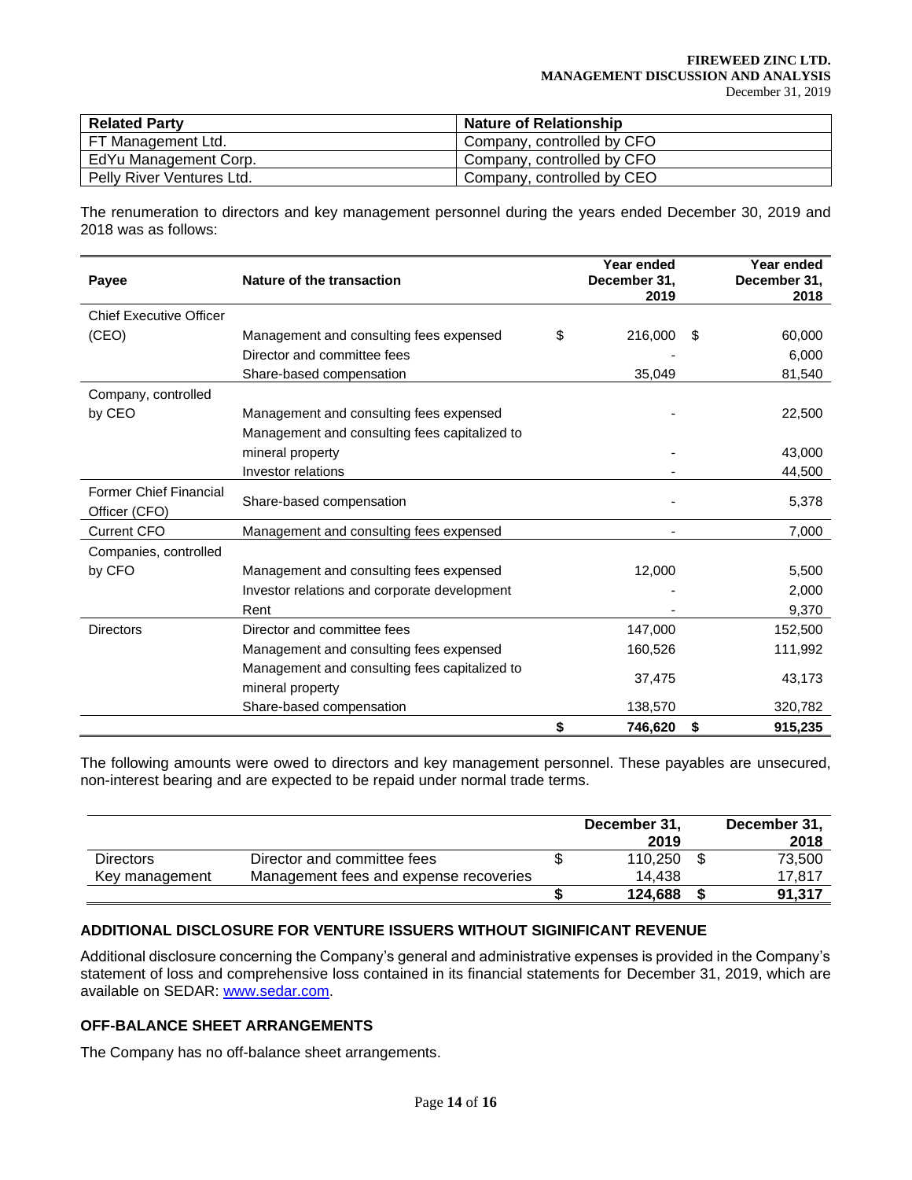| Related Party | Nature of Relationship |
|---|---|
| FT Management Ltd. | Company, controlled by CFO |
| EdYu Management Corp. | Company, controlled by CFO |
| Pelly River Ventures Ltd. | Company, controlled by CEO |

The renumeration to directors and key management personnel during the years ended December 30, 2019 and 2018 was as follows:

| Payee | Nature of the transaction | Year ended December 31, 2019 | Year ended December 31, 2018 |
|---|---|---|---|
| Chief Executive Officer (CEO) | Management and consulting fees expensed | $ 216,000 | $ 60,000 |
| | Director and committee fees | - | 6,000 |
| | Share-based compensation | 35,049 | 81,540 |
| Company, controlled by CEO | Management and consulting fees expensed | - | 22,500 |
| | Management and consulting fees capitalized to mineral property | - | 43,000 |
| | Investor relations | - | 44,500 |
| Former Chief Financial Officer (CFO) | Share-based compensation | - | 5,378 |
| Current CFO | Management and consulting fees expensed | - | 7,000 |
| Companies, controlled by CFO | Management and consulting fees expensed | 12,000 | 5,500 |
| | Investor relations and corporate development | - | 2,000 |
| | Rent | - | 9,370 |
| Directors | Director and committee fees | 147,000 | 152,500 |
| | Management and consulting fees expensed | 160,526 | 111,992 |
| | Management and consulting fees capitalized to mineral property | 37,475 | 43,173 |
| | Share-based compensation | 138,570 | 320,782 |
| | | **$ 746,620** | **$ 915,235** |

The following amounts were owed to directors and key management personnel. These payables are unsecured, non-interest bearing and are expected to be repaid under normal trade terms.

| | | December 31, 2019 | December 31, 2018 |
|---|---|---|---|
| Directors | Director and committee fees | $ 110,250 | $ 73,500 |
| Key management | Management fees and expense recoveries | 14,438 | 17,817 |
| | | **$ 124,688** | **$ 91,317** |

## ADDITIONAL DISCLOSURE FOR VENTURE ISSUERS WITHOUT SIGINIFICANT REVENUE

Additional disclosure concerning the Company's general and administrative expenses is provided in the Company's statement of loss and comprehensive loss contained in its financial statements for December 31, 2019, which are available on SEDAR: www.sedar.com.

## OFF-BALANCE SHEET ARRANGEMENTS

The Company has no off-balance sheet arrangements.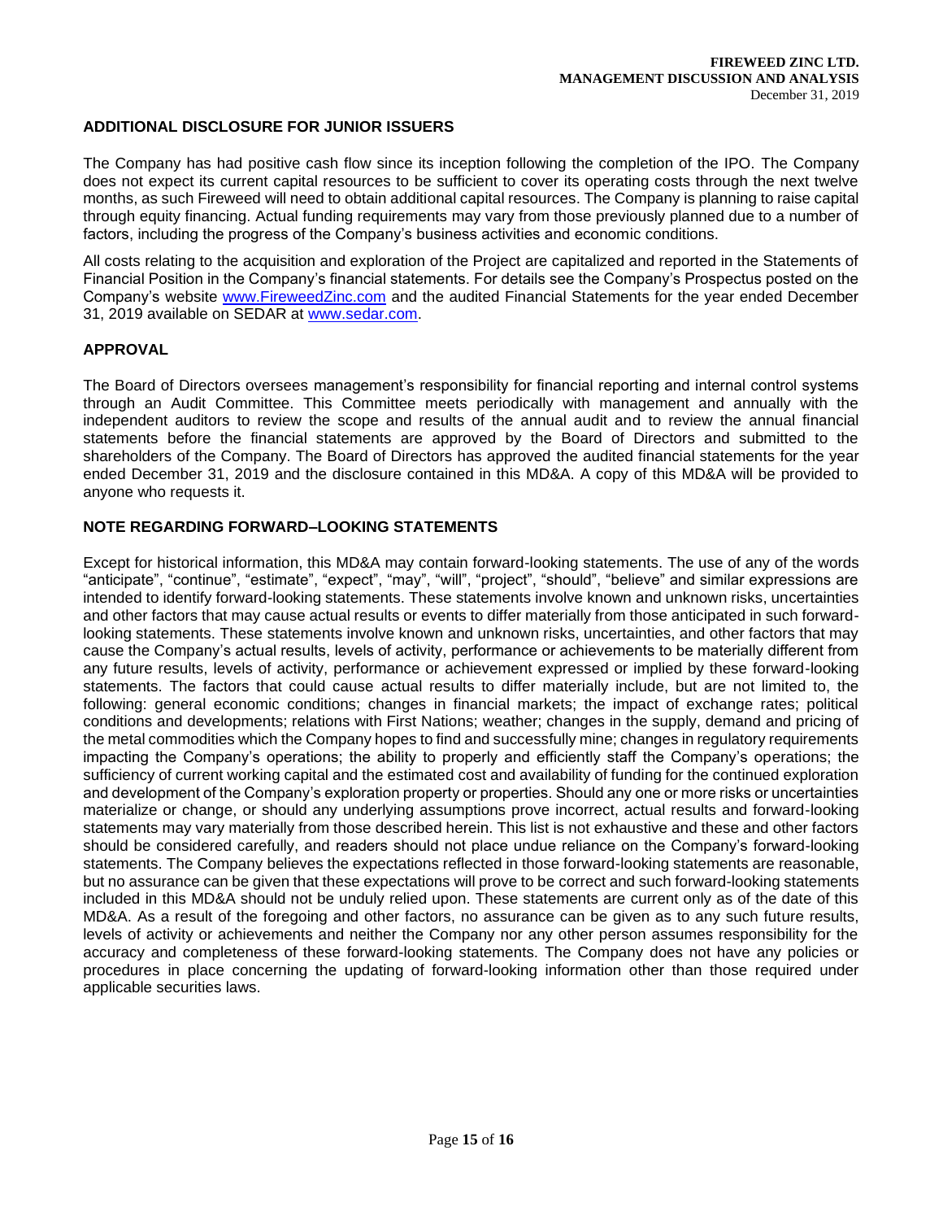## ADDITIONAL DISCLOSURE FOR JUNIOR ISSUERS

The Company has had positive cash flow since its inception following the completion of the IPO. The Company does not expect its current capital resources to be sufficient to cover its operating costs through the next twelve months, as such Fireweed will need to obtain additional capital resources. The Company is planning to raise capital through equity financing. Actual funding requirements may vary from those previously planned due to a number of factors, including the progress of the Company's business activities and economic conditions.

All costs relating to the acquisition and exploration of the Project are capitalized and reported in the Statements of Financial Position in the Company's financial statements. For details see the Company's Prospectus posted on the Company's website [www.FireweedZinc.com](www.FireweedZinc.com) and the audited Financial Statements for the year ended December 31, 2019 available on SEDAR at [www.sedar.com](www.sedar.com).

## APPROVAL

The Board of Directors oversees management's responsibility for financial reporting and internal control systems through an Audit Committee. This Committee meets periodically with management and annually with the independent auditors to review the scope and results of the annual audit and to review the annual financial statements before the financial statements are approved by the Board of Directors and submitted to the shareholders of the Company. The Board of Directors has approved the audited financial statements for the year ended December 31, 2019 and the disclosure contained in this MD&A. A copy of this MD&A will be provided to anyone who requests it.

## NOTE REGARDING FORWARD–LOOKING STATEMENTS

Except for historical information, this MD&A may contain forward-looking statements. The use of any of the words "anticipate", "continue", "estimate", "expect", "may", "will", "project", "should", "believe" and similar expressions are intended to identify forward-looking statements. These statements involve known and unknown risks, uncertainties and other factors that may cause actual results or events to differ materially from those anticipated in such forward-looking statements. These statements involve known and unknown risks, uncertainties, and other factors that may cause the Company's actual results, levels of activity, performance or achievements to be materially different from any future results, levels of activity, performance or achievement expressed or implied by these forward-looking statements. The factors that could cause actual results to differ materially include, but are not limited to, the following: general economic conditions; changes in financial markets; the impact of exchange rates; political conditions and developments; relations with First Nations; weather; changes in the supply, demand and pricing of the metal commodities which the Company hopes to find and successfully mine; changes in regulatory requirements impacting the Company's operations; the ability to properly and efficiently staff the Company's operations; the sufficiency of current working capital and the estimated cost and availability of funding for the continued exploration and development of the Company's exploration property or properties. Should any one or more risks or uncertainties materialize or change, or should any underlying assumptions prove incorrect, actual results and forward-looking statements may vary materially from those described herein. This list is not exhaustive and these and other factors should be considered carefully, and readers should not place undue reliance on the Company's forward-looking statements. The Company believes the expectations reflected in those forward-looking statements are reasonable, but no assurance can be given that these expectations will prove to be correct and such forward-looking statements included in this MD&A should not be unduly relied upon. These statements are current only as of the date of this MD&A. As a result of the foregoing and other factors, no assurance can be given as to any such future results, levels of activity or achievements and neither the Company nor any other person assumes responsibility for the accuracy and completeness of these forward-looking statements. The Company does not have any policies or procedures in place concerning the updating of forward-looking information other than those required under applicable securities laws.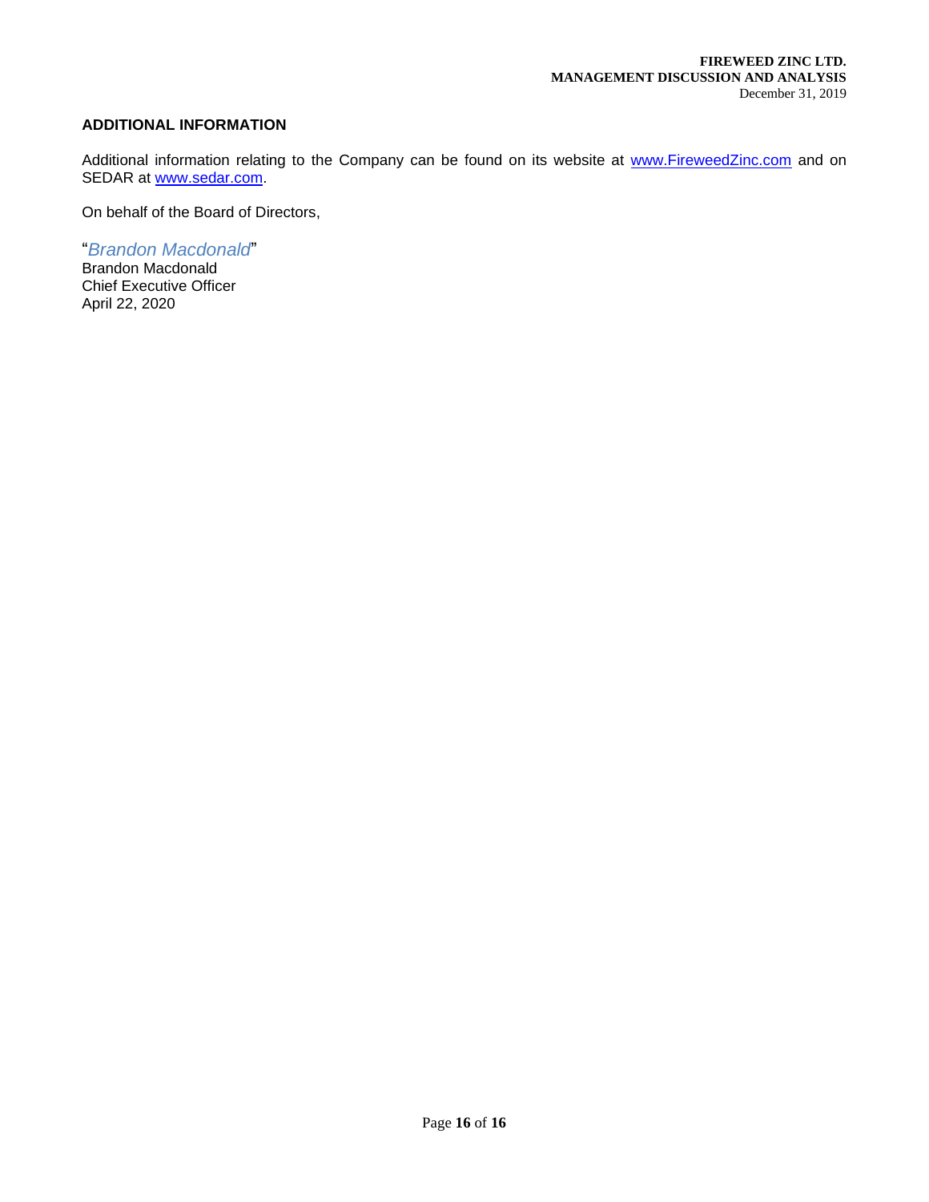## ADDITIONAL INFORMATION

Additional information relating to the Company can be found on its website at www.FireweedZinc.com and on SEDAR at www.sedar.com.

On behalf of the Board of Directors,

"*Brandon Macdonald*"
Brandon Macdonald
Chief Executive Officer
April 22, 2020